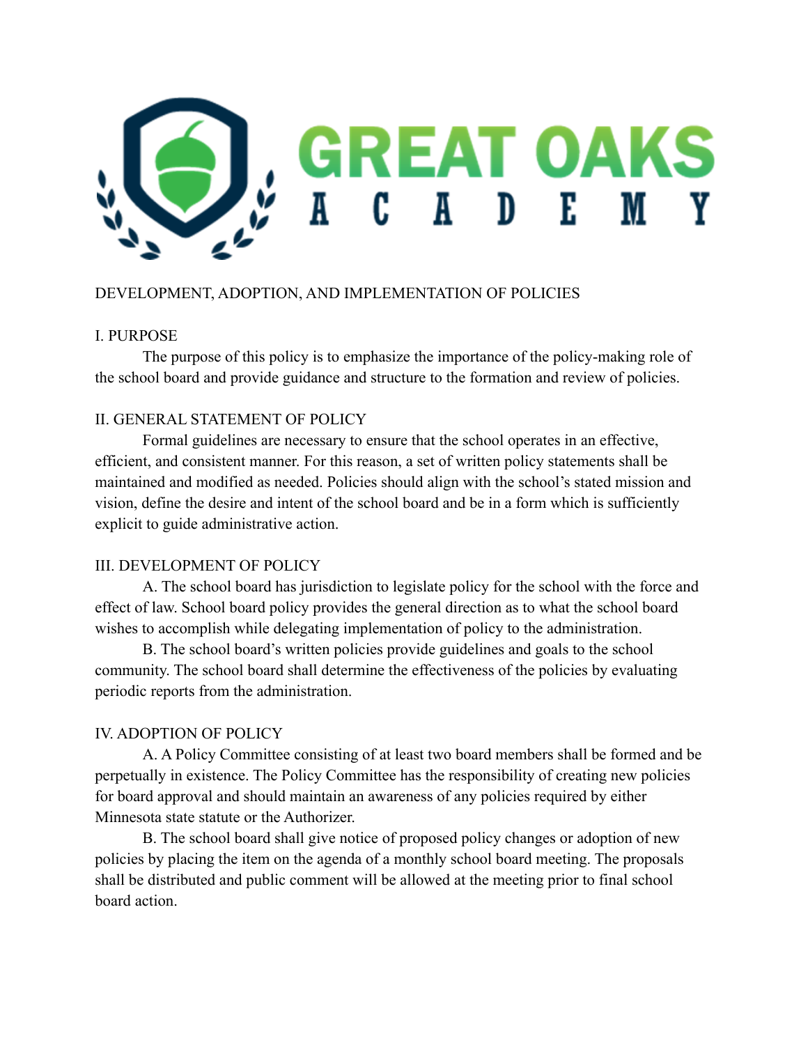# GREAT OAKS ACADEMY

## DEVELOPMENT, ADOPTION, AND IMPLEMENTATION OF POLICIES

### I. PURPOSE

The purpose of this policy is to emphasize the importance of the policy-making role of the school board and provide guidance and structure to the formation and review of policies.

### II. GENERAL STATEMENT OF POLICY

Formal guidelines are necessary to ensure that the school operates in an effective, efficient, and consistent manner. For this reason, a set of written policy statements shall be maintained and modified as needed. Policies should align with the school's stated mission and vision, define the desire and intent of the school board and be in a form which is sufficiently explicit to guide administrative action.

### III. DEVELOPMENT OF POLICY

A. The school board has jurisdiction to legislate policy for the school with the force and effect of law. School board policy provides the general direction as to what the school board wishes to accomplish while delegating implementation of policy to the administration.

B. The school board's written policies provide guidelines and goals to the school community. The school board shall determine the effectiveness of the policies by evaluating periodic reports from the administration.

### IV. ADOPTION OF POLICY

A. A Policy Committee consisting of at least two board members shall be formed and be perpetually in existence. The Policy Committee has the responsibility of creating new policies for board approval and should maintain an awareness of any policies required by either Minnesota state statute or the Authorizer.

B. The school board shall give notice of proposed policy changes or adoption of new policies by placing the item on the agenda of a monthly school board meeting. The proposals shall be distributed and public comment will be allowed at the meeting prior to final school board action.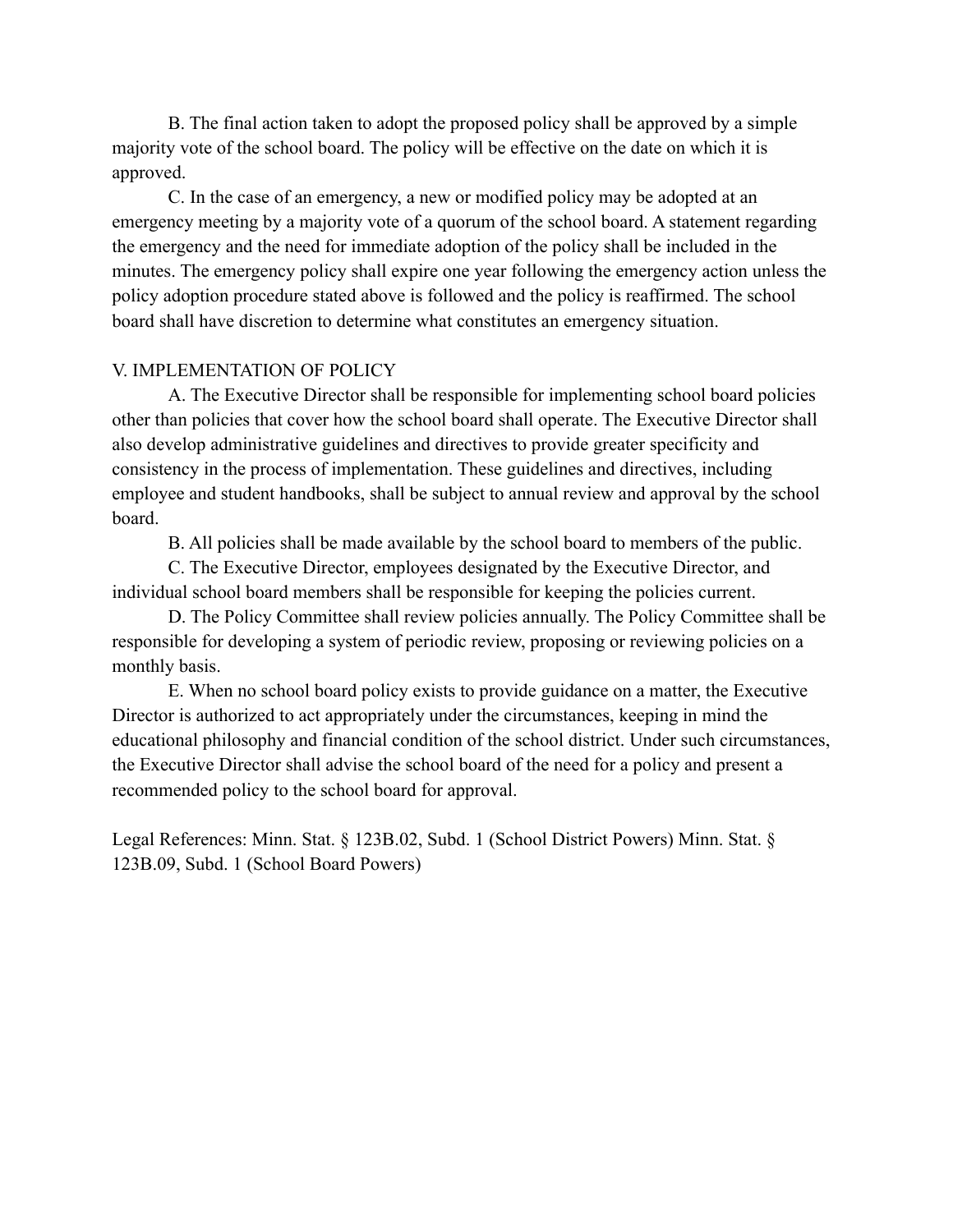B. The final action taken to adopt the proposed policy shall be approved by a simple majority vote of the school board. The policy will be effective on the date on which it is approved.

C. In the case of an emergency, a new or modified policy may be adopted at an emergency meeting by a majority vote of a quorum of the school board. A statement regarding the emergency and the need for immediate adoption of the policy shall be included in the minutes. The emergency policy shall expire one year following the emergency action unless the policy adoption procedure stated above is followed and the policy is reaffirmed. The school board shall have discretion to determine what constitutes an emergency situation.

V. IMPLEMENTATION OF POLICY

A. The Executive Director shall be responsible for implementing school board policies other than policies that cover how the school board shall operate. The Executive Director shall also develop administrative guidelines and directives to provide greater specificity and consistency in the process of implementation. These guidelines and directives, including employee and student handbooks, shall be subject to annual review and approval by the school board.

B. All policies shall be made available by the school board to members of the public.

C. The Executive Director, employees designated by the Executive Director, and individual school board members shall be responsible for keeping the policies current.

D. The Policy Committee shall review policies annually. The Policy Committee shall be responsible for developing a system of periodic review, proposing or reviewing policies on a monthly basis.

E. When no school board policy exists to provide guidance on a matter, the Executive Director is authorized to act appropriately under the circumstances, keeping in mind the educational philosophy and financial condition of the school district. Under such circumstances, the Executive Director shall advise the school board of the need for a policy and present a recommended policy to the school board for approval.

Legal References: Minn. Stat. § 123B.02, Subd. 1 (School District Powers) Minn. Stat. § 123B.09, Subd. 1 (School Board Powers)